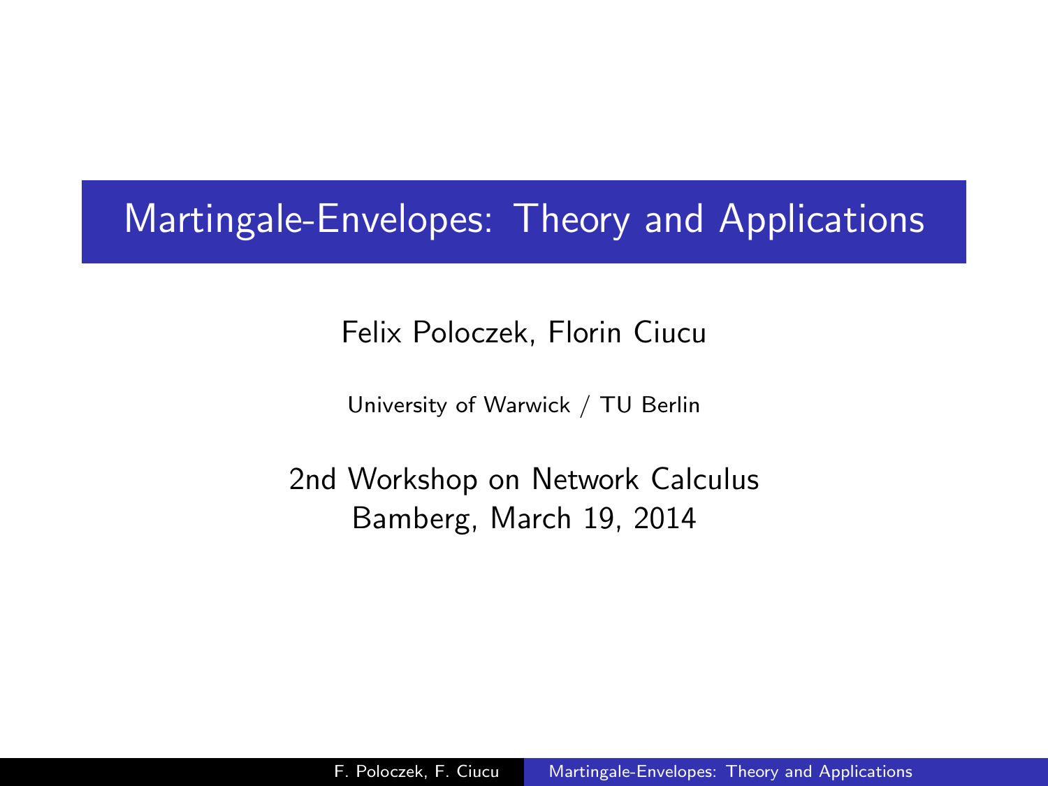# Martingale-Envelopes: Theory and Applications

Felix Poloczek, Florin Ciucu

University of Warwick / TU Berlin

2nd Workshop on Network Calculus
Bamberg, March 19, 2014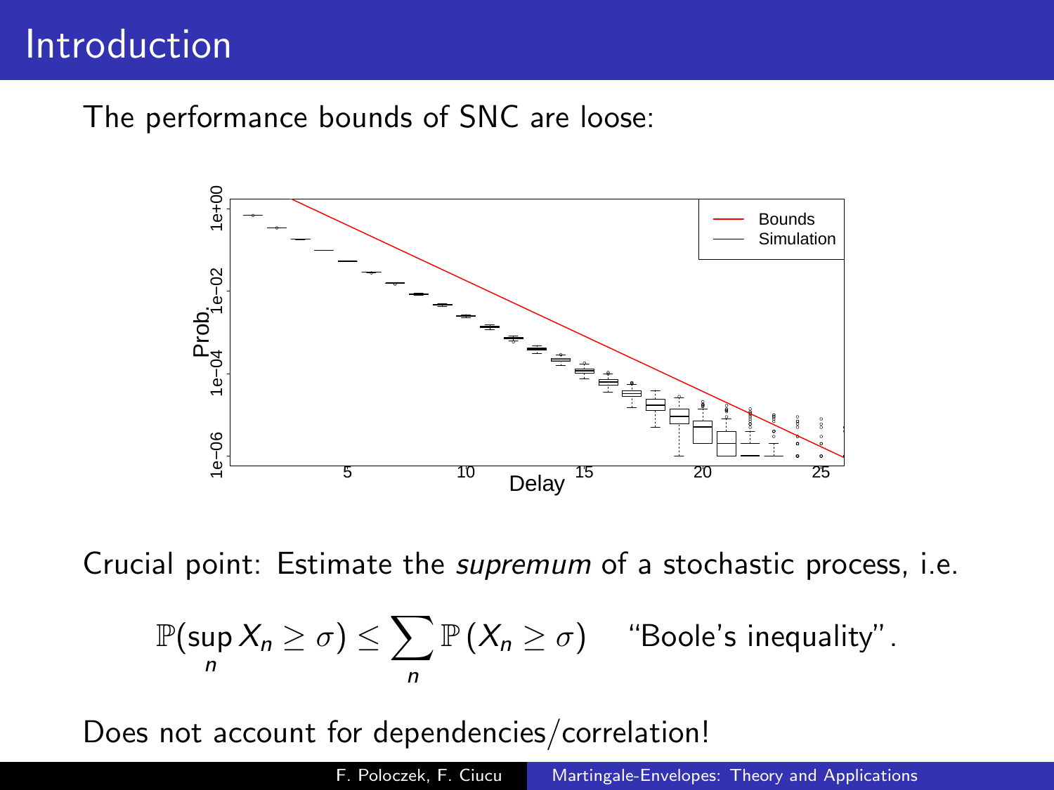# Introduction

The performance bounds of SNC are loose:

Crucial point: Estimate the *supremum* of a stochastic process, i.e.

$$\mathbb{P}(\sup_n X_n \geq \sigma) \leq \sum_n \mathbb{P}(X_n \geq \sigma) \quad \text{"Boole's inequality"}.$$

Does not account for dependencies/correlation!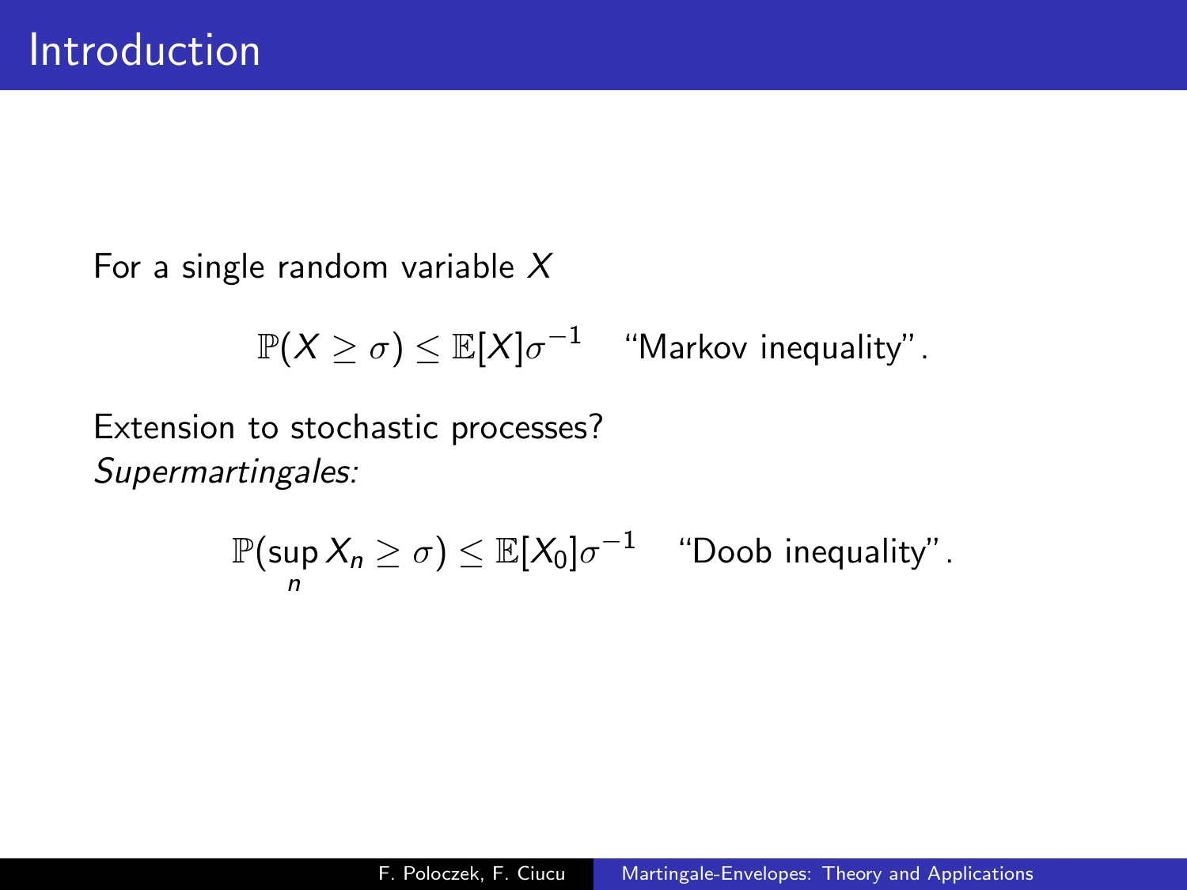# Introduction

For a single random variable $X$

$$\mathbb{P}(X \geq \sigma) \leq \mathbb{E}[X]\sigma^{-1} \quad \text{“Markov inequality”}.$$

Extension to stochastic processes?
*Supermartingales:*

$$\mathbb{P}(\sup_n X_n \geq \sigma) \leq \mathbb{E}[X_0]\sigma^{-1} \quad \text{“Doob inequality”}.$$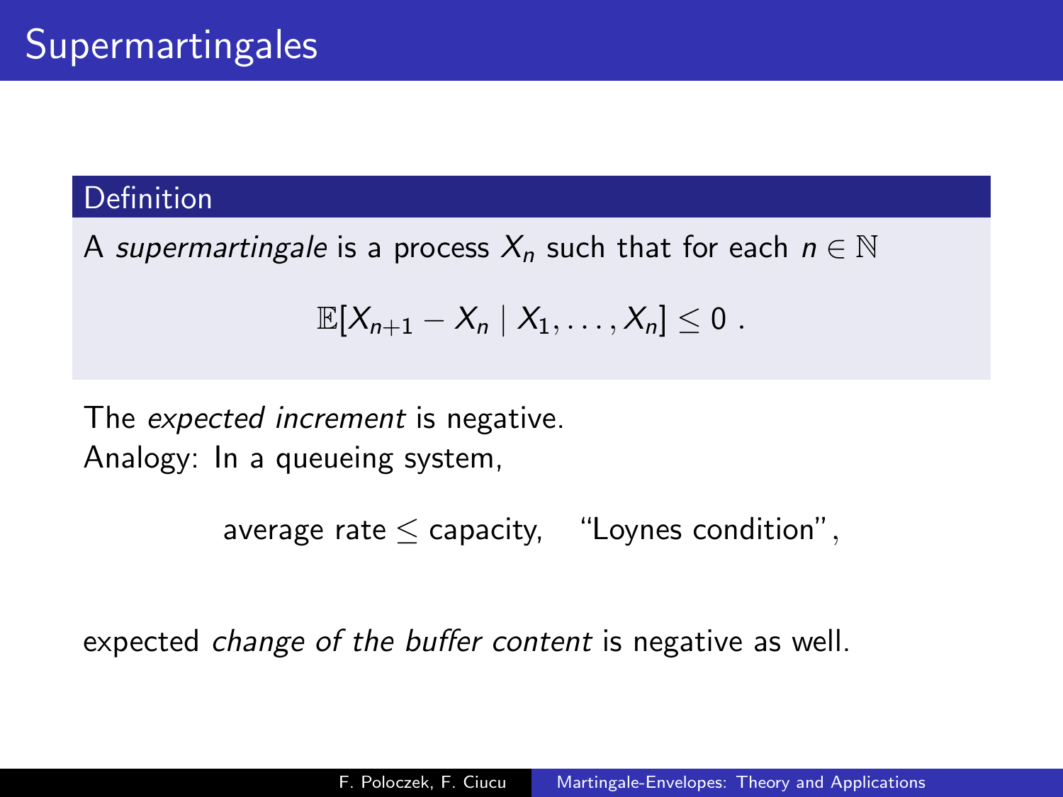# Supermartingales

**Definition**

A *supermartingale* is a process $X_n$ such that for each $n \in \mathbb{N}$

$$\mathbb{E}[X_{n+1} - X_n \mid X_1, \ldots, X_n] \leq 0 \ .$$

The *expected increment* is negative.
Analogy: In a queueing system,

$$\text{average rate} \leq \text{capacity}, \quad \text{“Loynes condition”},$$

expected *change of the buffer content* is negative as well.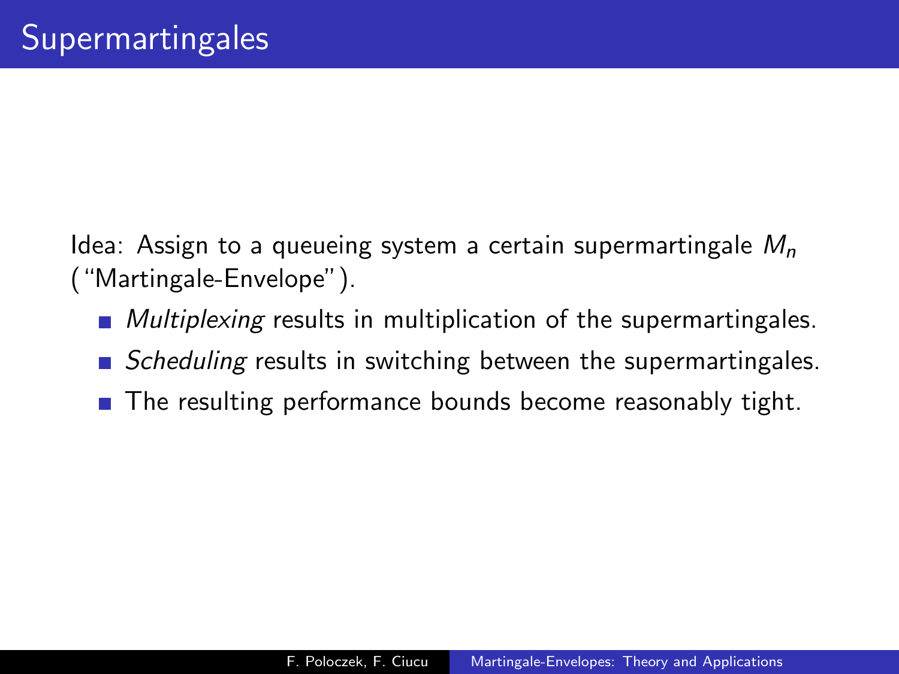# Supermartingales

Idea: Assign to a queueing system a certain supermartingale $M_n$ ("Martingale-Envelope").

- *Multiplexing* results in multiplication of the supermartingales.
- *Scheduling* results in switching between the supermartingales.
- The resulting performance bounds become reasonably tight.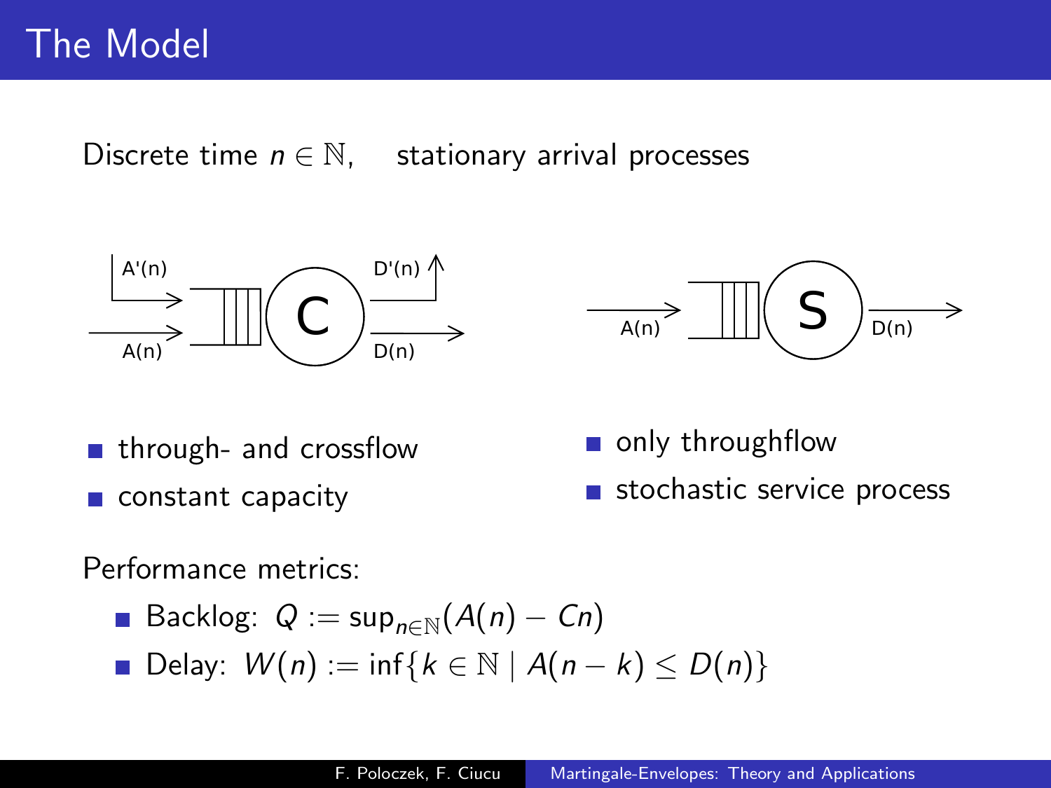# The Model

Discrete time $n \in \mathbb{N}$, stationary arrival processes

- through- and crossflow
- constant capacity

- only throughflow
- stochastic service process

Performance metrics:

- Backlog: $Q := \sup_{n \in \mathbb{N}}(A(n) - Cn)$
- Delay: $W(n) := \inf\{k \in \mathbb{N} \mid A(n-k) \leq D(n)\}$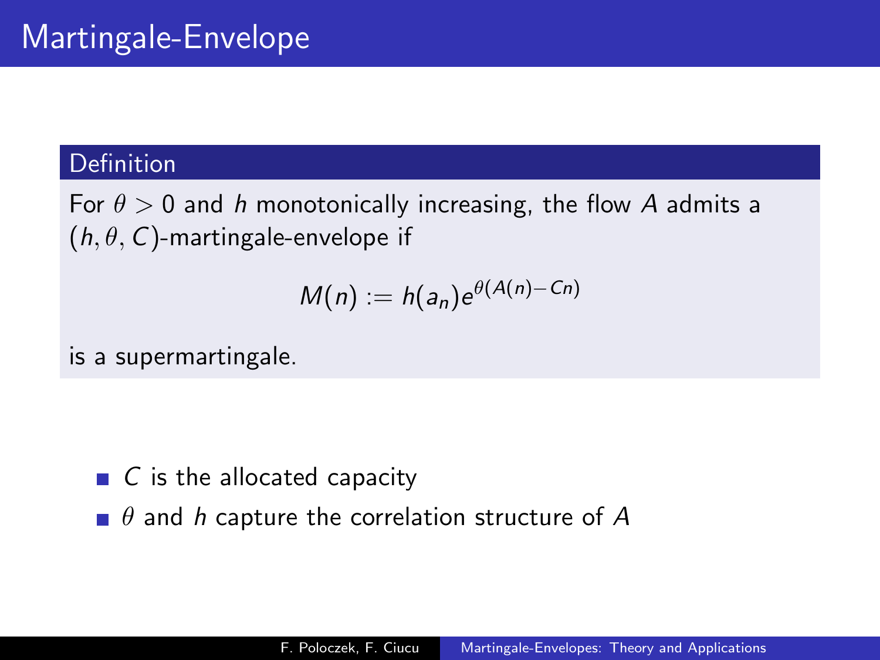# Martingale-Envelope

**Definition**

For $\theta > 0$ and $h$ monotonically increasing, the flow $A$ admits a $(h, \theta, C)$-martingale-envelope if

$$M(n) := h(a_n)e^{\theta(A(n) - Cn)}$$

is a supermartingale.

- $C$ is the allocated capacity
- $\theta$ and $h$ capture the correlation structure of $A$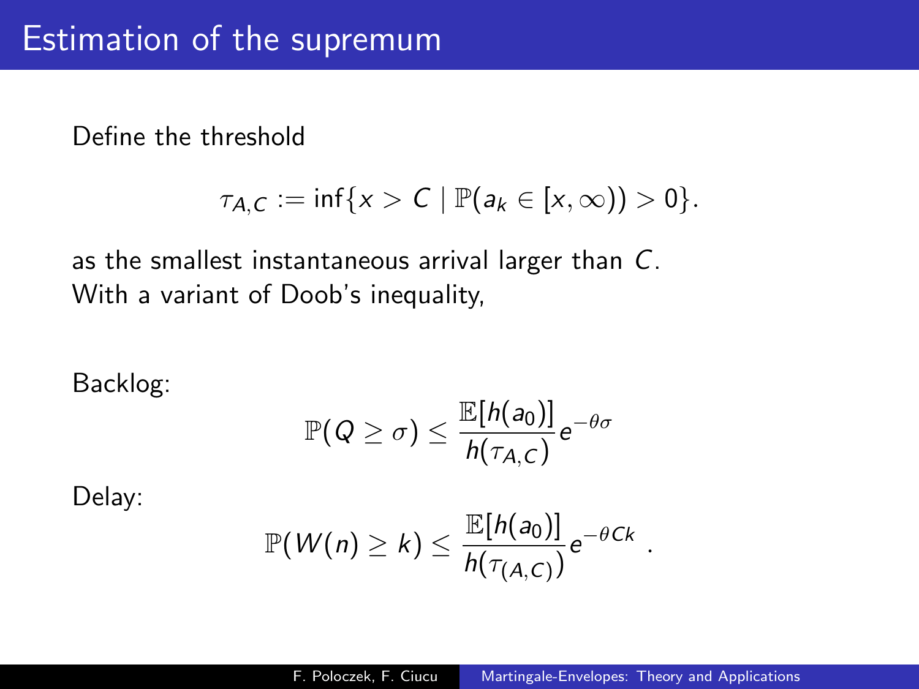# Estimation of the supremum

Define the threshold

$$\tau_{A,C} := \inf\{x > C \mid \mathbb{P}(a_k \in [x, \infty)) > 0\}.$$

as the smallest instantaneous arrival larger than $C$.
With a variant of Doob's inequality,

Backlog:

$$\mathbb{P}(Q \geq \sigma) \leq \frac{\mathbb{E}[h(a_0)]}{h(\tau_{A,C})} e^{-\theta\sigma}$$

Delay:

$$\mathbb{P}(W(n) \geq k) \leq \frac{\mathbb{E}[h(a_0)]}{h(\tau_{(A,C)})} e^{-\theta Ck} \ .$$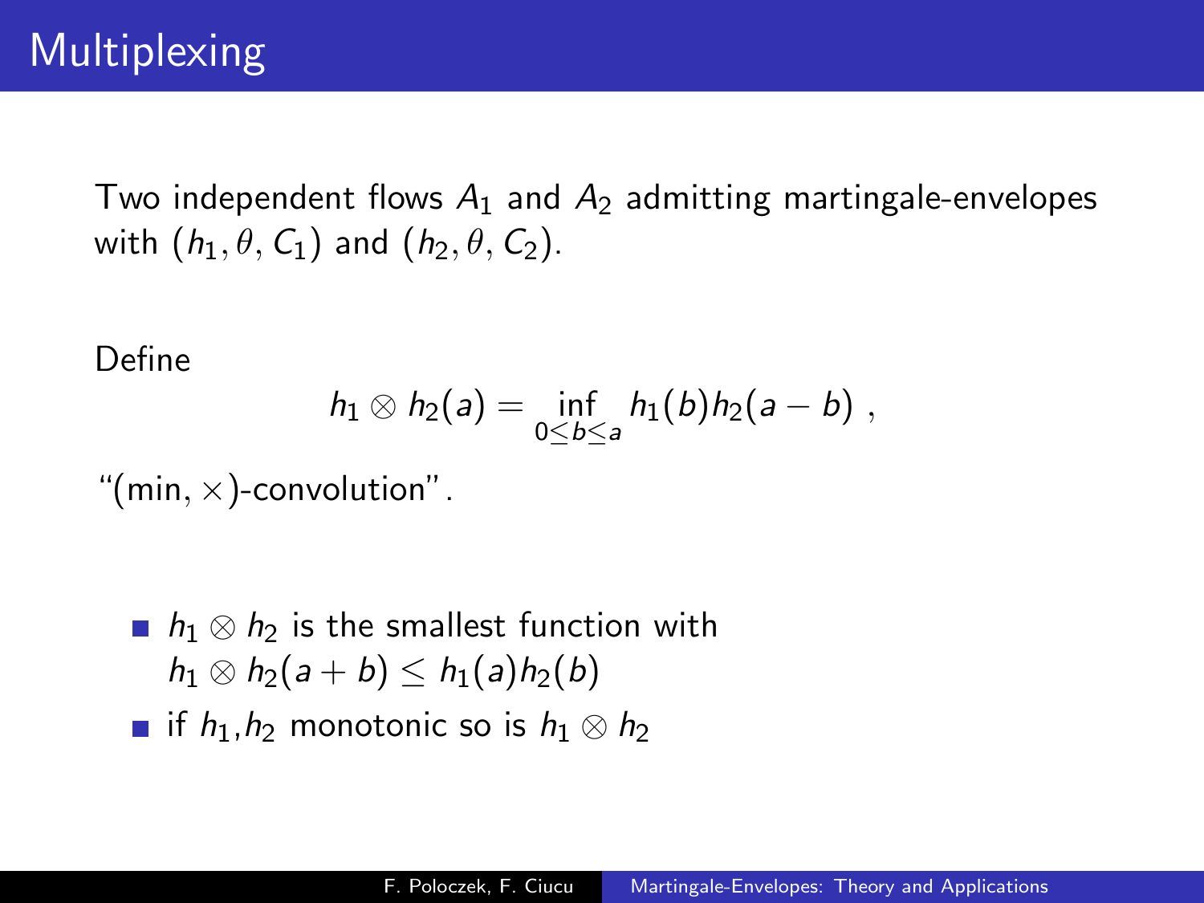# Multiplexing

Two independent flows $A_1$ and $A_2$ admitting martingale-envelopes with $(h_1, \theta, C_1)$ and $(h_2, \theta, C_2)$.

Define

$$h_1 \otimes h_2(a) = \inf_{0 \leq b \leq a} h_1(b) h_2(a - b) \ ,$$

"$(\min, \times)$-convolution".

- $h_1 \otimes h_2$ is the smallest function with $h_1 \otimes h_2(a + b) \leq h_1(a) h_2(b)$
- if $h_1$,$h_2$ monotonic so is $h_1 \otimes h_2$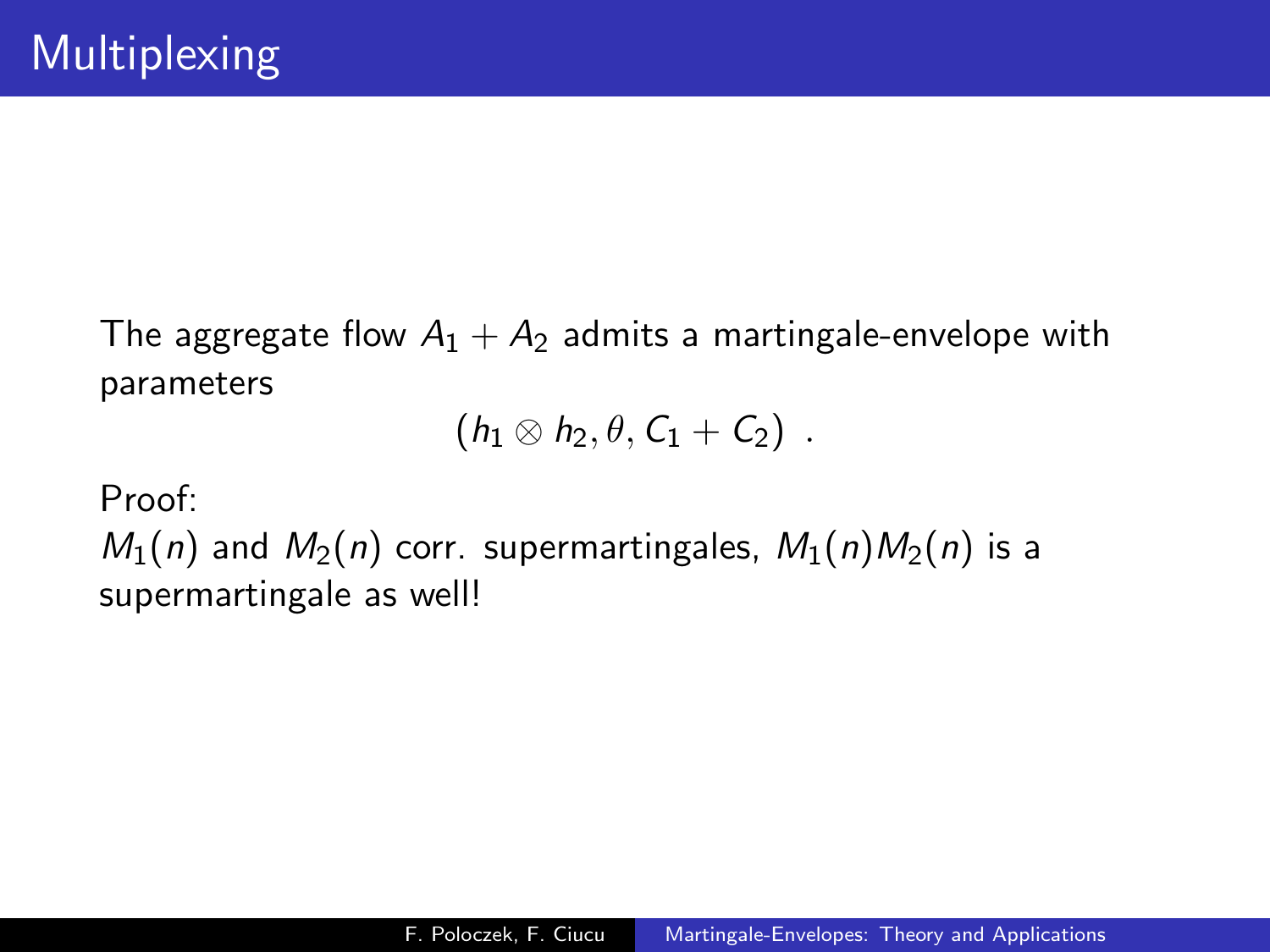# Multiplexing

The aggregate flow $A_1 + A_2$ admits a martingale-envelope with parameters

$$(h_1 \otimes h_2, \theta, C_1 + C_2) \ .$$

Proof:
$M_1(n)$ and $M_2(n)$ corr. supermartingales, $M_1(n)M_2(n)$ is a supermartingale as well!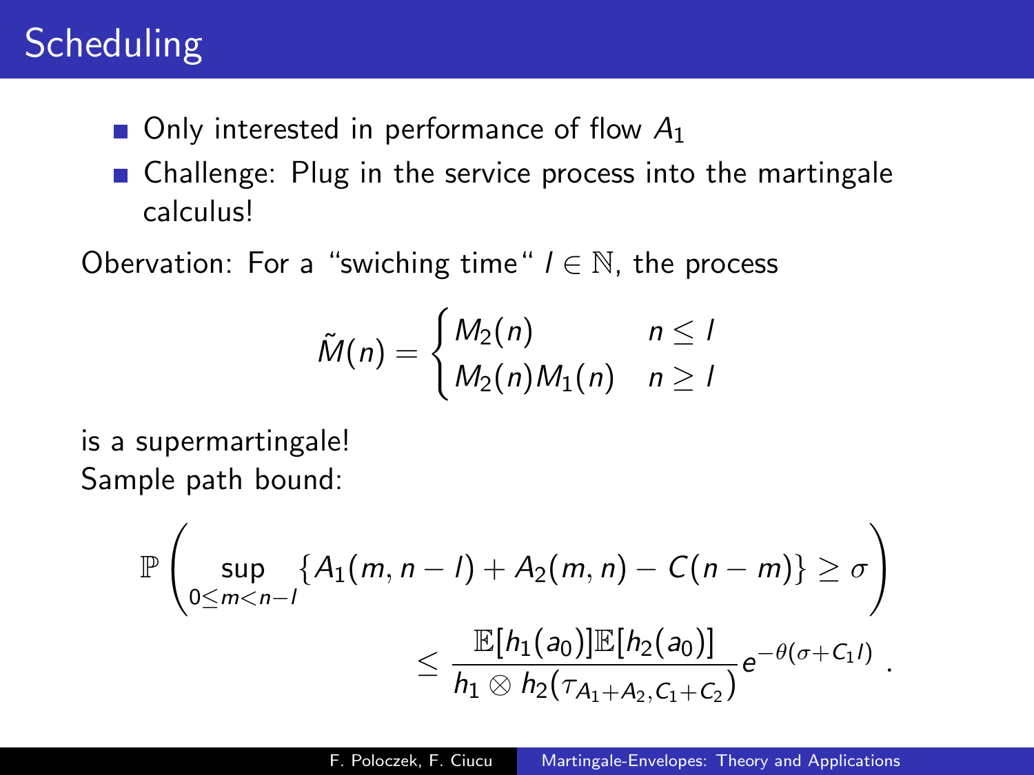# Scheduling

- Only interested in performance of flow $A_1$
- Challenge: Plug in the service process into the martingale calculus!

Obervation: For a “swiching time“ $l \in \mathbb{N}$, the process

$$\tilde{M}(n) = \begin{cases} M_2(n) & n \leq l \\ M_2(n)M_1(n) & n \geq l \end{cases}$$

is a supermartingale!
Sample path bound:

$$\mathbb{P}\left( \sup_{0 \leq m < n-l} \{A_1(m, n-l) + A_2(m,n) - C(n-m)\} \geq \sigma \right) \leq \frac{\mathbb{E}[h_1(a_0)]\mathbb{E}[h_2(a_0)]}{h_1 \otimes h_2(\tau_{A_1+A_2, C_1+C_2})} e^{-\theta(\sigma + C_1 l)} .$$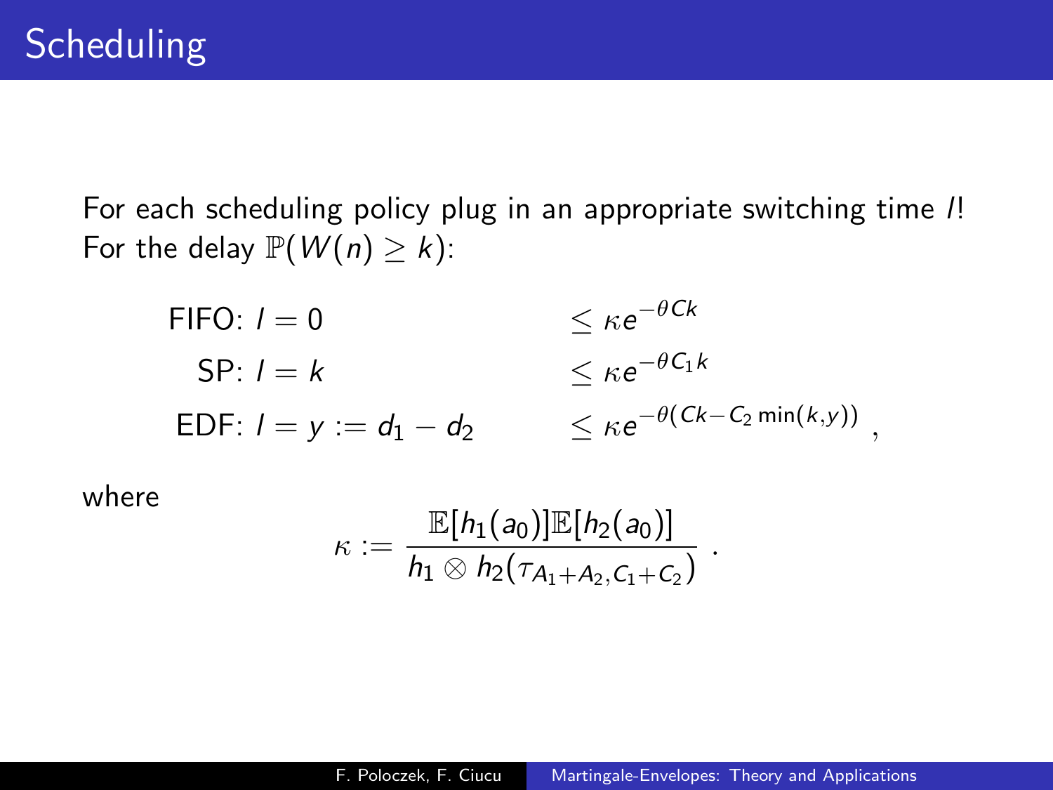# Scheduling

For each scheduling policy plug in an appropriate switching time $l$!
For the delay $\mathbb{P}(W(n) \geq k)$:

$$
\begin{aligned}
\text{FIFO: } l = 0 \qquad & \leq \kappa e^{-\theta C k} \\
\text{SP: } l = k \qquad & \leq \kappa e^{-\theta C_1 k} \\
\text{EDF: } l = y := d_1 - d_2 \qquad & \leq \kappa e^{-\theta (Ck - C_2 \min(k,y))} ,
\end{aligned}
$$

where

$$
\kappa := \frac{\mathbb{E}[h_1(a_0)]\mathbb{E}[h_2(a_0)]}{h_1 \otimes h_2(\tau_{A_1+A_2, C_1+C_2})} .
$$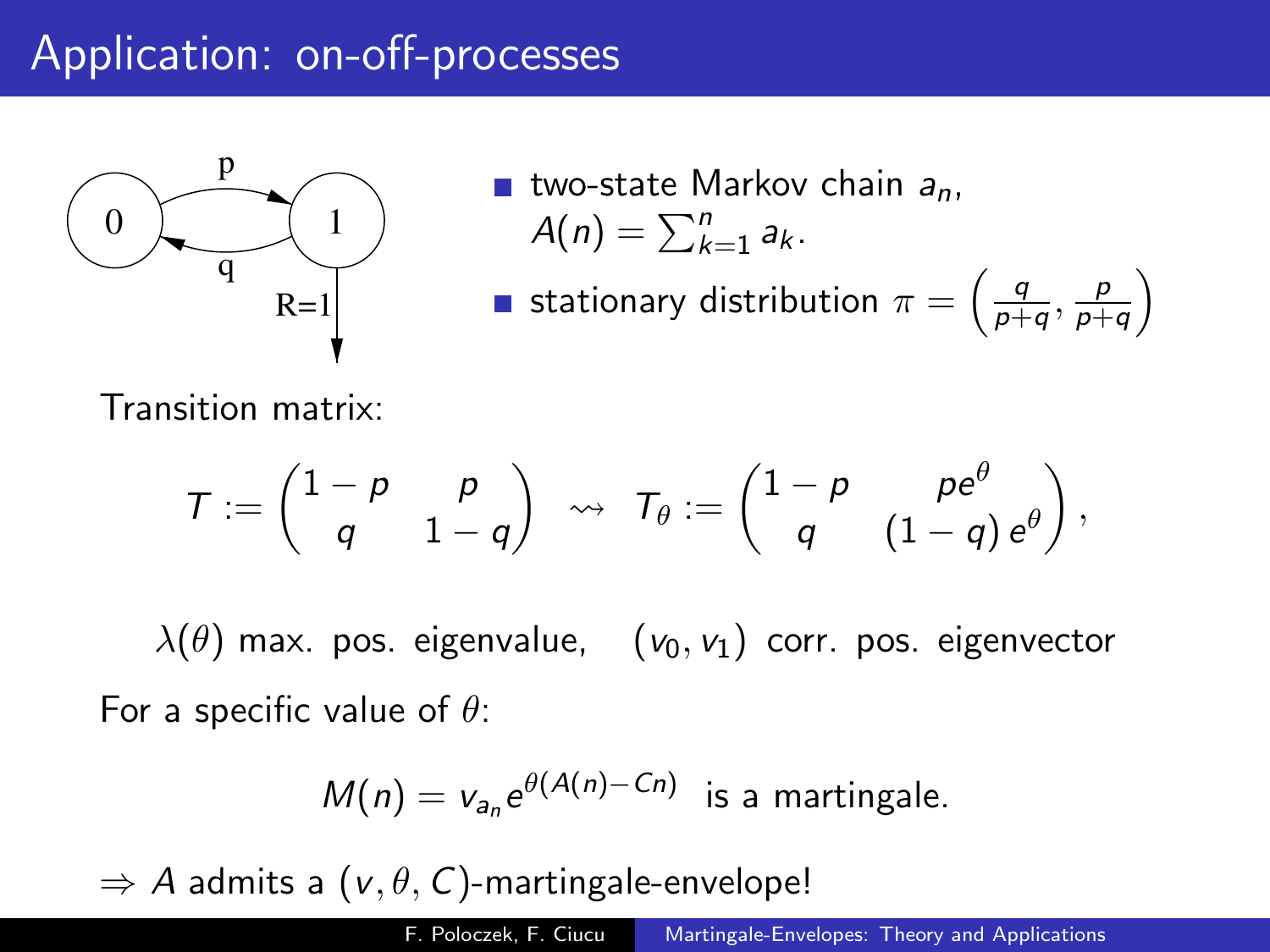# Application: on-off-processes

- two-state Markov chain $a_n$, $A(n) = \sum_{k=1}^{n} a_k$.
- stationary distribution $\pi = \left(\frac{q}{p+q}, \frac{p}{p+q}\right)$

Transition matrix:

$$T := \begin{pmatrix} 1-p & p \\ q & 1-q \end{pmatrix} \rightsquigarrow T_\theta := \begin{pmatrix} 1-p & pe^\theta \\ q & (1-q)\,e^\theta \end{pmatrix},$$

$\lambda(\theta)$ max. pos. eigenvalue, $(v_0, v_1)$ corr. pos. eigenvector

For a specific value of $\theta$:

$$M(n) = v_{a_n} e^{\theta(A(n) - Cn)} \text{ is a martingale.}$$

$\Rightarrow A$ admits a $(v, \theta, C)$-martingale-envelope!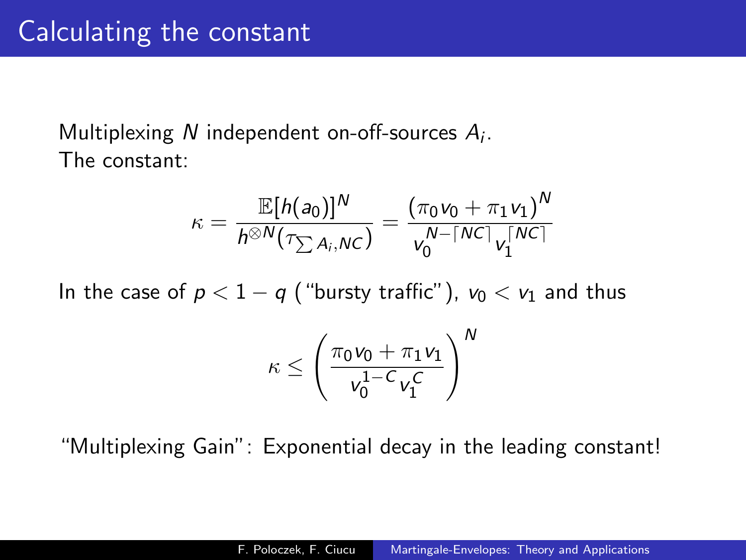# Calculating the constant

Multiplexing $N$ independent on-off-sources $A_i$.
The constant:

$$\kappa = \frac{\mathbb{E}[h(a_0)]^N}{h^{\otimes N}(\tau_{\sum A_i, NC})} = \frac{(\pi_0 v_0 + \pi_1 v_1)^N}{v_0^{N - \lceil NC \rceil} v_1^{\lceil NC \rceil}}$$

In the case of $p < 1 - q$ ("bursty traffic"), $v_0 < v_1$ and thus

$$\kappa \leq \left( \frac{\pi_0 v_0 + \pi_1 v_1}{v_0^{1-C} v_1^C} \right)^N$$

"Multiplexing Gain": Exponential decay in the leading constant!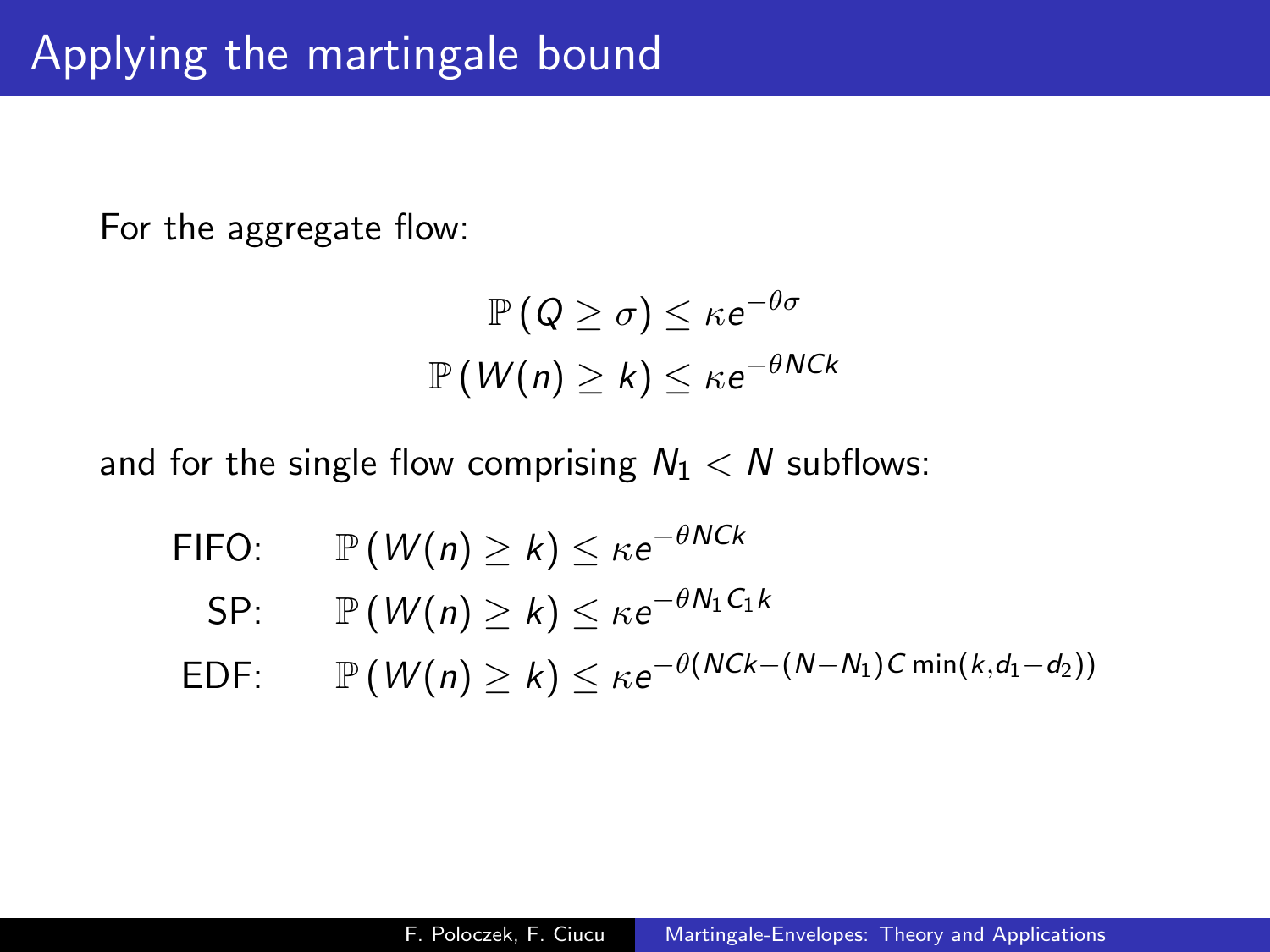# Applying the martingale bound

For the aggregate flow:

$$\mathbb{P}\left(Q \geq \sigma\right) \leq \kappa e^{-\theta\sigma}$$

$$\mathbb{P}\left(W(n) \geq k\right) \leq \kappa e^{-\theta NCk}$$

and for the single flow comprising $N_1 < N$ subflows:

FIFO: $\mathbb{P}\left(W(n) \geq k\right) \leq \kappa e^{-\theta NCk}$

SP: $\mathbb{P}\left(W(n) \geq k\right) \leq \kappa e^{-\theta N_1 C_1 k}$

EDF: $\mathbb{P}\left(W(n) \geq k\right) \leq \kappa e^{-\theta(NCk-(N-N_1)C\min(k,d_1-d_2))}$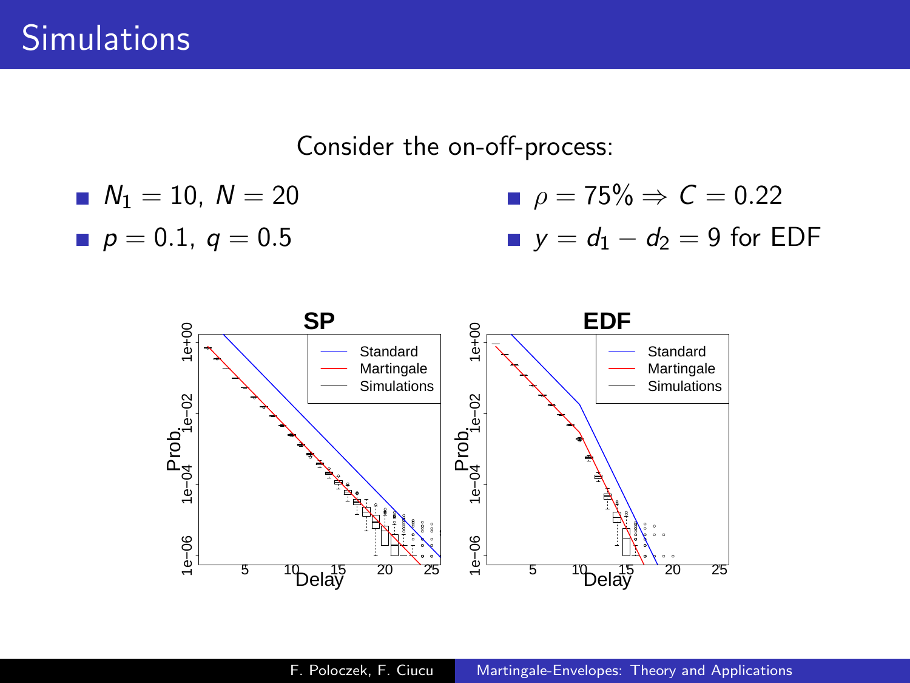# Simulations

Consider the on-off-process:

- $N_1 = 10,\ N = 20$
- $p = 0.1,\ q = 0.5$
- $\rho = 75\% \Rightarrow C = 0.22$
- $y = d_1 - d_2 = 9$ for EDF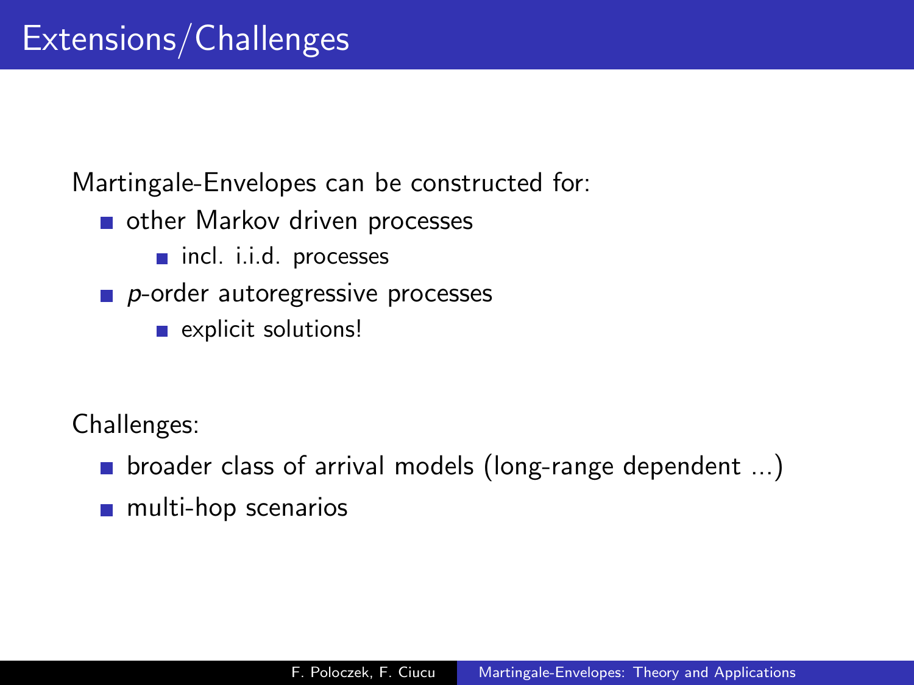# Extensions/Challenges

Martingale-Envelopes can be constructed for:

- other Markov driven processes
  - incl. i.i.d. processes
- *p*-order autoregressive processes
  - explicit solutions!

Challenges:

- broader class of arrival models (long-range dependent ...)
- multi-hop scenarios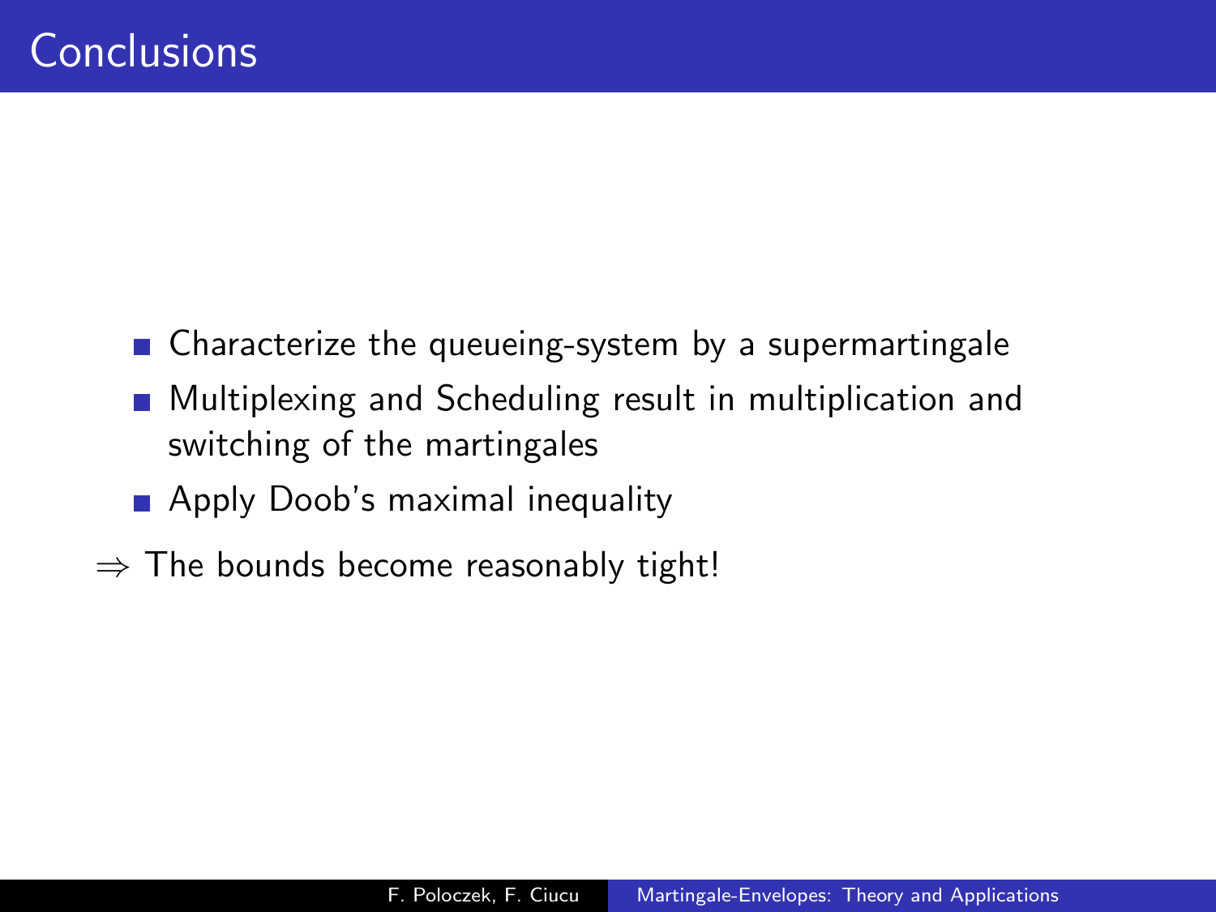# Conclusions

- Characterize the queueing-system by a supermartingale
- Multiplexing and Scheduling result in multiplication and switching of the martingales
- Apply Doob's maximal inequality

$\Rightarrow$ The bounds become reasonably tight!